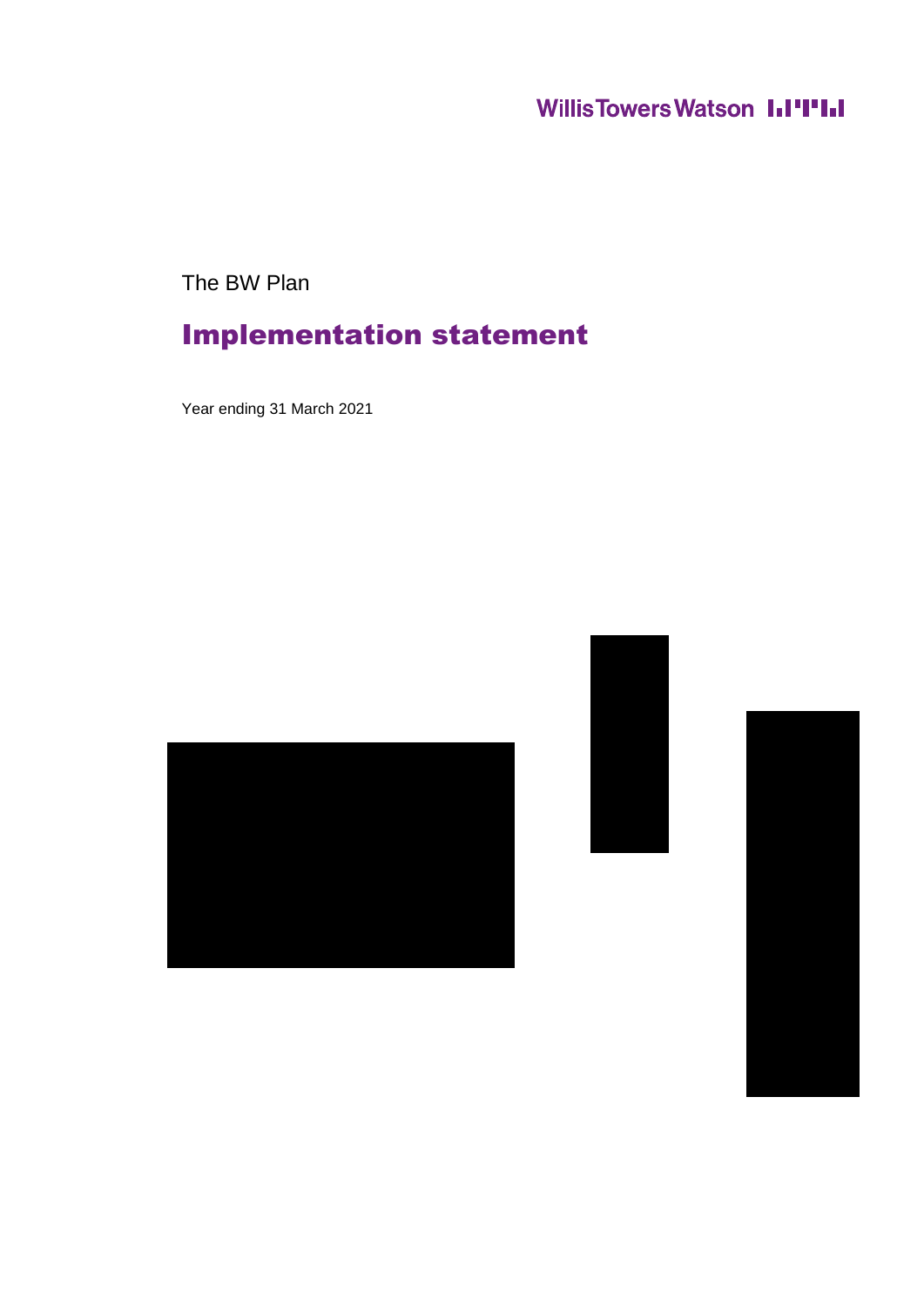Willis Towers Watson

The BW Plan

# Implementation statement

Year ending 31 March 2021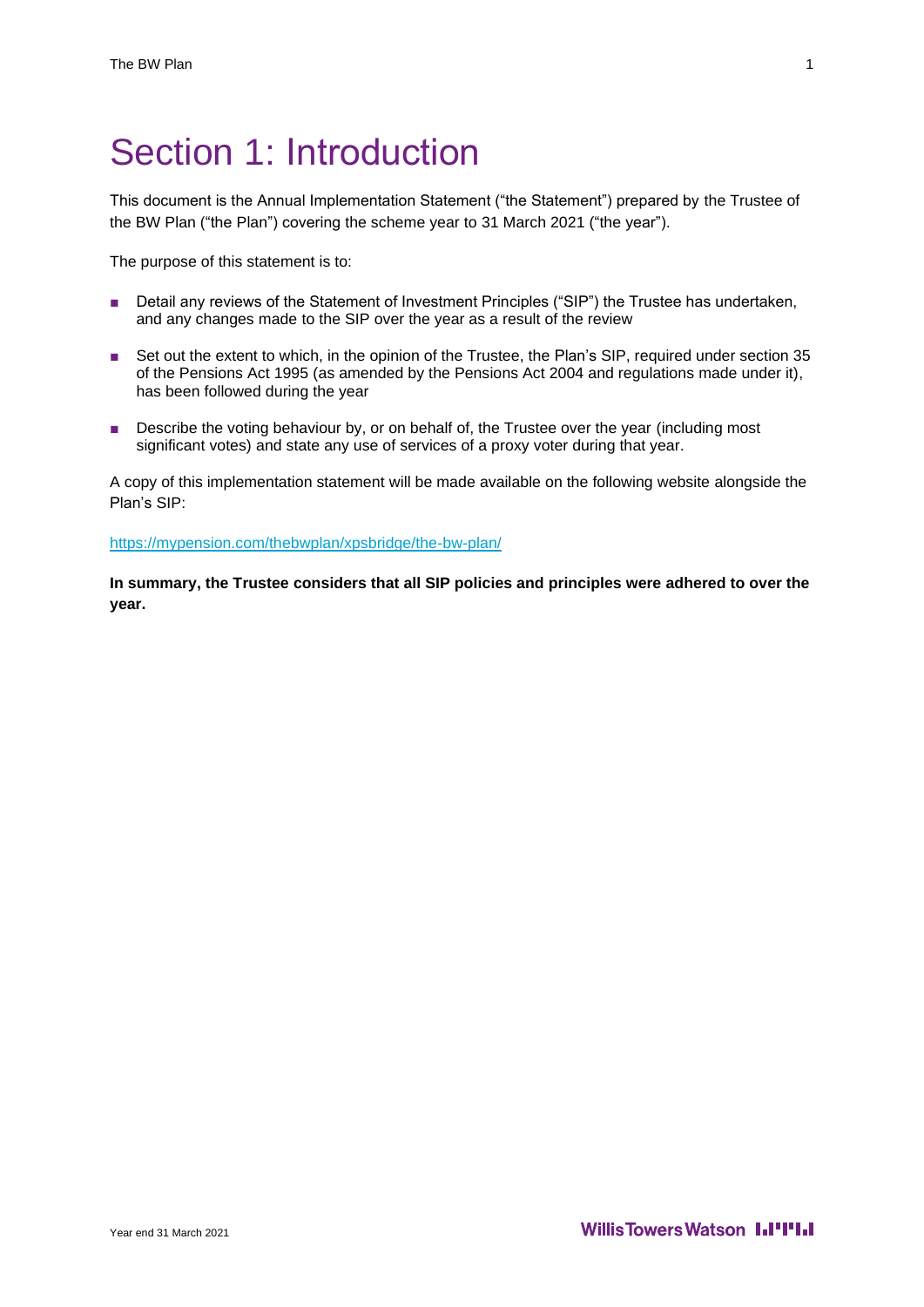# Section 1: Introduction

This document is the Annual Implementation Statement ("the Statement") prepared by the Trustee of the BW Plan ("the Plan") covering the scheme year to 31 March 2021 ("the year").

The purpose of this statement is to:

- Detail any reviews of the Statement of Investment Principles ("SIP") the Trustee has undertaken, and any changes made to the SIP over the year as a result of the review
- Set out the extent to which, in the opinion of the Trustee, the Plan's SIP, required under section 35 of the Pensions Act 1995 (as amended by the Pensions Act 2004 and regulations made under it), has been followed during the year
- Describe the voting behaviour by, or on behalf of, the Trustee over the year (including most significant votes) and state any use of services of a proxy voter during that year.

A copy of this implementation statement will be made available on the following website alongside the Plan's SIP:

https://mypension.com/thebwplan/xpsbridge/the-bw-plan/

**In summary, the Trustee considers that all SIP policies and principles were adhered to over the year.**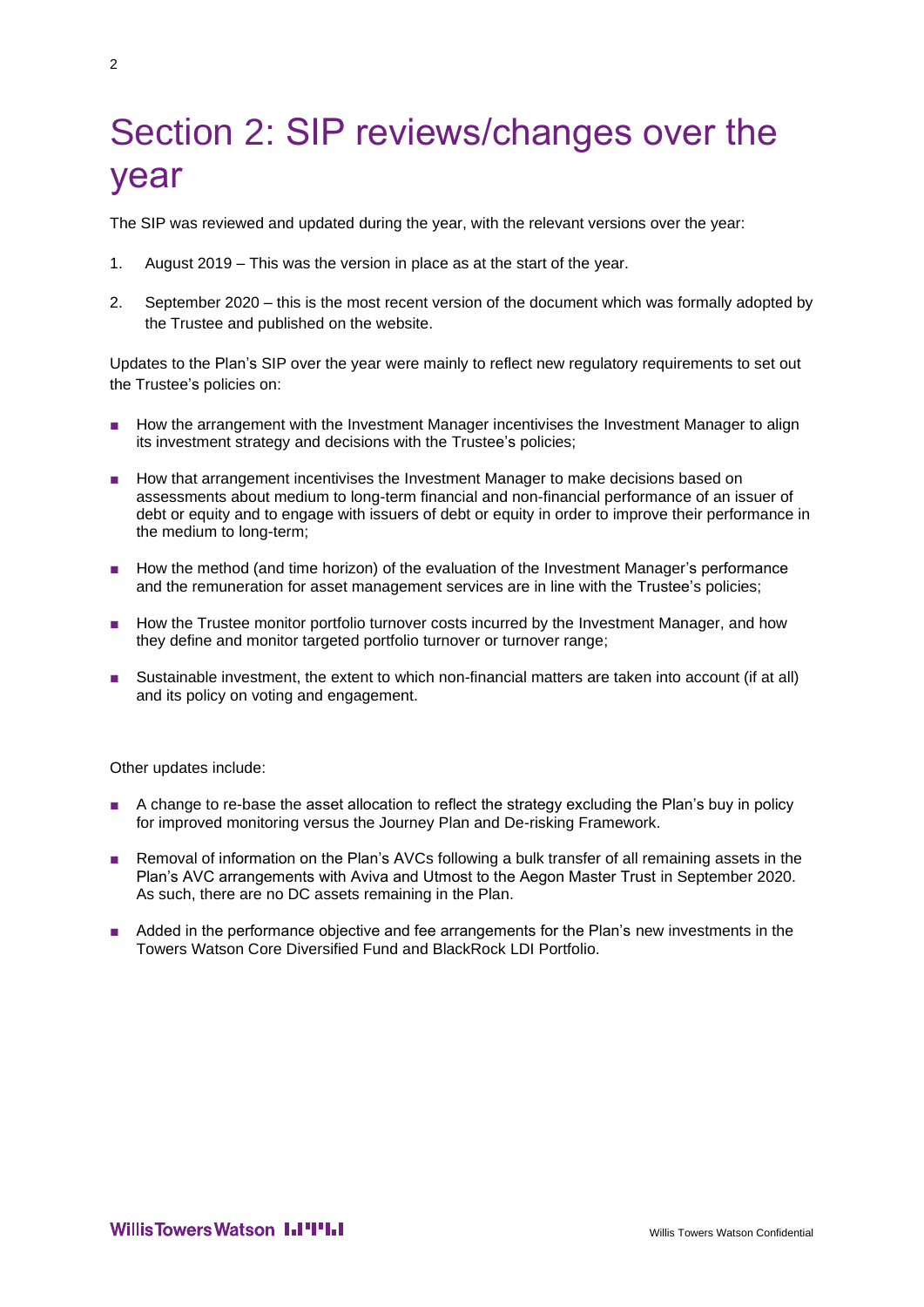# Section 2: SIP reviews/changes over the year

The SIP was reviewed and updated during the year, with the relevant versions over the year:

1. August 2019 – This was the version in place as at the start of the year.
2. September 2020 – this is the most recent version of the document which was formally adopted by the Trustee and published on the website.

Updates to the Plan's SIP over the year were mainly to reflect new regulatory requirements to set out the Trustee's policies on:

- How the arrangement with the Investment Manager incentivises the Investment Manager to align its investment strategy and decisions with the Trustee's policies;
- How that arrangement incentivises the Investment Manager to make decisions based on assessments about medium to long-term financial and non-financial performance of an issuer of debt or equity and to engage with issuers of debt or equity in order to improve their performance in the medium to long-term;
- How the method (and time horizon) of the evaluation of the Investment Manager's performance and the remuneration for asset management services are in line with the Trustee's policies;
- How the Trustee monitor portfolio turnover costs incurred by the Investment Manager, and how they define and monitor targeted portfolio turnover or turnover range;
- Sustainable investment, the extent to which non-financial matters are taken into account (if at all) and its policy on voting and engagement.

Other updates include:

- A change to re-base the asset allocation to reflect the strategy excluding the Plan's buy in policy for improved monitoring versus the Journey Plan and De-risking Framework.
- Removal of information on the Plan's AVCs following a bulk transfer of all remaining assets in the Plan's AVC arrangements with Aviva and Utmost to the Aegon Master Trust in September 2020. As such, there are no DC assets remaining in the Plan.
- Added in the performance objective and fee arrangements for the Plan's new investments in the Towers Watson Core Diversified Fund and BlackRock LDI Portfolio.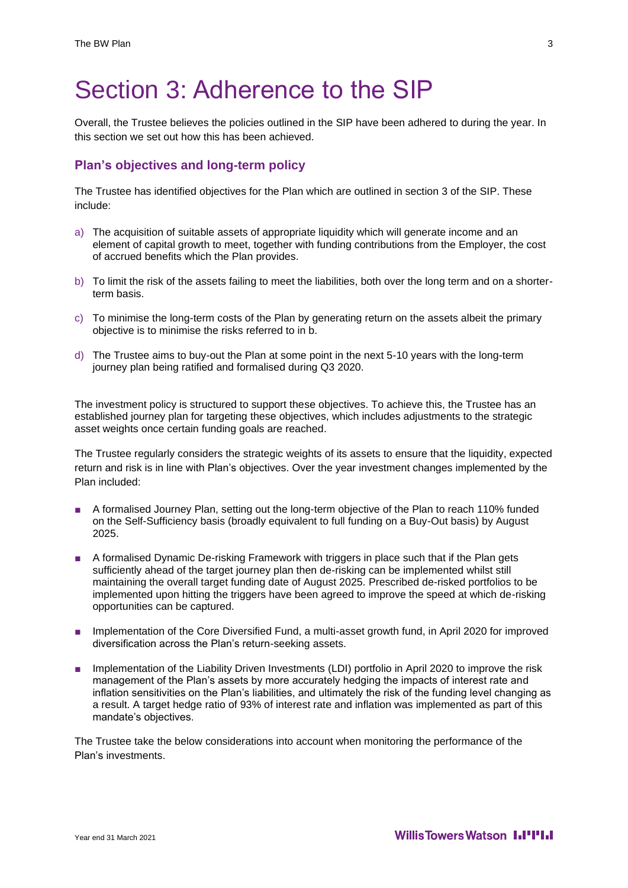# Section 3: Adherence to the SIP

Overall, the Trustee believes the policies outlined in the SIP have been adhered to during the year. In this section we set out how this has been achieved.

## Plan's objectives and long-term policy

The Trustee has identified objectives for the Plan which are outlined in section 3 of the SIP. These include:

a) The acquisition of suitable assets of appropriate liquidity which will generate income and an element of capital growth to meet, together with funding contributions from the Employer, the cost of accrued benefits which the Plan provides.

b) To limit the risk of the assets failing to meet the liabilities, both over the long term and on a shorter-term basis.

c) To minimise the long-term costs of the Plan by generating return on the assets albeit the primary objective is to minimise the risks referred to in b.

d) The Trustee aims to buy-out the Plan at some point in the next 5-10 years with the long-term journey plan being ratified and formalised during Q3 2020.

The investment policy is structured to support these objectives. To achieve this, the Trustee has an established journey plan for targeting these objectives, which includes adjustments to the strategic asset weights once certain funding goals are reached.

The Trustee regularly considers the strategic weights of its assets to ensure that the liquidity, expected return and risk is in line with Plan's objectives. Over the year investment changes implemented by the Plan included:

- A formalised Journey Plan, setting out the long-term objective of the Plan to reach 110% funded on the Self-Sufficiency basis (broadly equivalent to full funding on a Buy-Out basis) by August 2025.
- A formalised Dynamic De-risking Framework with triggers in place such that if the Plan gets sufficiently ahead of the target journey plan then de-risking can be implemented whilst still maintaining the overall target funding date of August 2025. Prescribed de-risked portfolios to be implemented upon hitting the triggers have been agreed to improve the speed at which de-risking opportunities can be captured.
- Implementation of the Core Diversified Fund, a multi-asset growth fund, in April 2020 for improved diversification across the Plan's return-seeking assets.
- Implementation of the Liability Driven Investments (LDI) portfolio in April 2020 to improve the risk management of the Plan's assets by more accurately hedging the impacts of interest rate and inflation sensitivities on the Plan's liabilities, and ultimately the risk of the funding level changing as a result. A target hedge ratio of 93% of interest rate and inflation was implemented as part of this mandate's objectives.

The Trustee take the below considerations into account when monitoring the performance of the Plan's investments.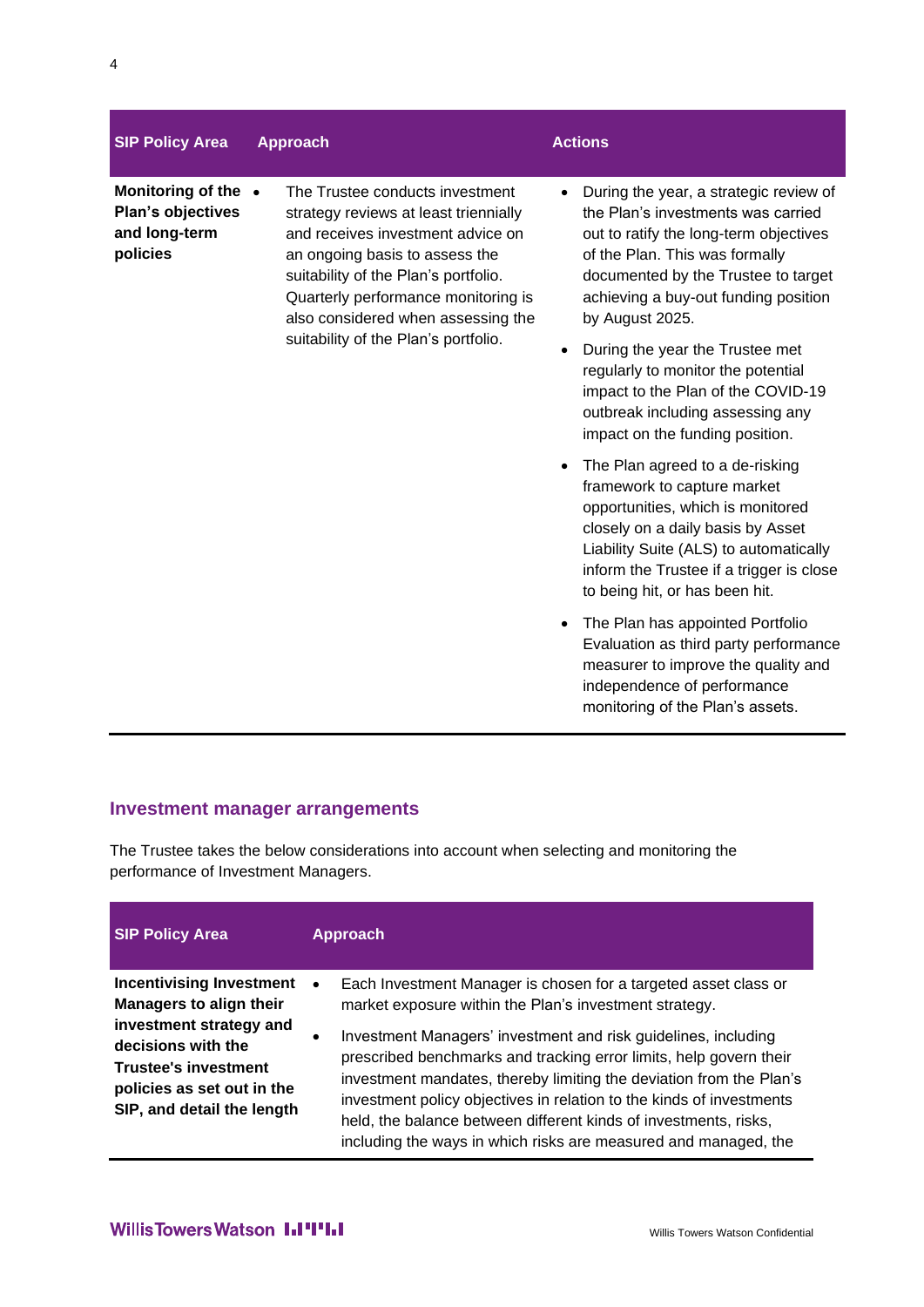| SIP Policy Area | Approach | Actions |
|---|---|---|
| **Monitoring of the Plan's objectives and long-term policies** | • The Trustee conducts investment strategy reviews at least triennially and receives investment advice on an ongoing basis to assess the suitability of the Plan's portfolio. Quarterly performance monitoring is also considered when assessing the suitability of the Plan's portfolio. | • During the year, a strategic review of the Plan's investments was carried out to ratify the long-term objectives of the Plan. This was formally documented by the Trustee to target achieving a buy-out funding position by August 2025. <br> • During the year the Trustee met regularly to monitor the potential impact to the Plan of the COVID-19 outbreak including assessing any impact on the funding position. <br> • The Plan agreed to a de-risking framework to capture market opportunities, which is monitored closely on a daily basis by Asset Liability Suite (ALS) to automatically inform the Trustee if a trigger is close to being hit, or has been hit. <br> • The Plan has appointed Portfolio Evaluation as third party performance measurer to improve the quality and independence of performance monitoring of the Plan's assets. |

## Investment manager arrangements

The Trustee takes the below considerations into account when selecting and monitoring the performance of Investment Managers.

| SIP Policy Area | Approach |
|---|---|
| **Incentivising Investment Managers to align their investment strategy and decisions with the Trustee's investment policies as set out in the SIP, and detail the length** | • Each Investment Manager is chosen for a targeted asset class or market exposure within the Plan's investment strategy. <br> • Investment Managers' investment and risk guidelines, including prescribed benchmarks and tracking error limits, help govern their investment mandates, thereby limiting the deviation from the Plan's investment policy objectives in relation to the kinds of investments held, the balance between different kinds of investments, risks, including the ways in which risks are measured and managed, the |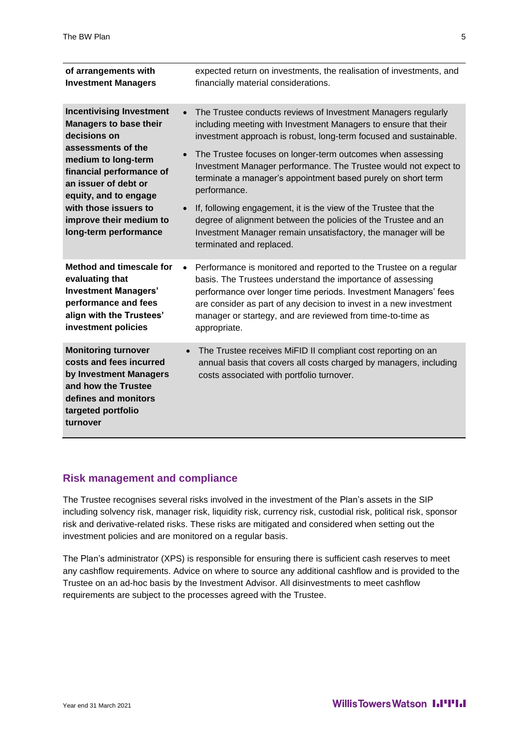| | |
|---|---|
| **of arrangements with Investment Managers** | expected return on investments, the realisation of investments, and financially material considerations. |
| **Incentivising Investment Managers to base their decisions on assessments of the medium to long-term financial performance of an issuer of debt or equity, and to engage with those issuers to improve their medium to long-term performance** | • The Trustee conducts reviews of Investment Managers regularly including meeting with Investment Managers to ensure that their investment approach is robust, long-term focused and sustainable.<br>• The Trustee focuses on longer-term outcomes when assessing Investment Manager performance. The Trustee would not expect to terminate a manager's appointment based purely on short term performance.<br>• If, following engagement, it is the view of the Trustee that the degree of alignment between the policies of the Trustee and an Investment Manager remain unsatisfactory, the manager will be terminated and replaced. |
| **Method and timescale for evaluating that Investment Managers' performance and fees align with the Trustees' investment policies** | • Performance is monitored and reported to the Trustee on a regular basis. The Trustees understand the importance of assessing performance over longer time periods. Investment Managers' fees are consider as part of any decision to invest in a new investment manager or startegy, and are reviewed from time-to-time as appropriate. |
| **Monitoring turnover costs and fees incurred by Investment Managers and how the Trustee defines and monitors targeted portfolio turnover** | • The Trustee receives MiFID II compliant cost reporting on an annual basis that covers all costs charged by managers, including costs associated with portfolio turnover. |

## Risk management and compliance

The Trustee recognises several risks involved in the investment of the Plan's assets in the SIP including solvency risk, manager risk, liquidity risk, currency risk, custodial risk, political risk, sponsor risk and derivative-related risks. These risks are mitigated and considered when setting out the investment policies and are monitored on a regular basis.

The Plan's administrator (XPS) is responsible for ensuring there is sufficient cash reserves to meet any cashflow requirements. Advice on where to source any additional cashflow and is provided to the Trustee on an ad-hoc basis by the Investment Advisor. All disinvestments to meet cashflow requirements are subject to the processes agreed with the Trustee.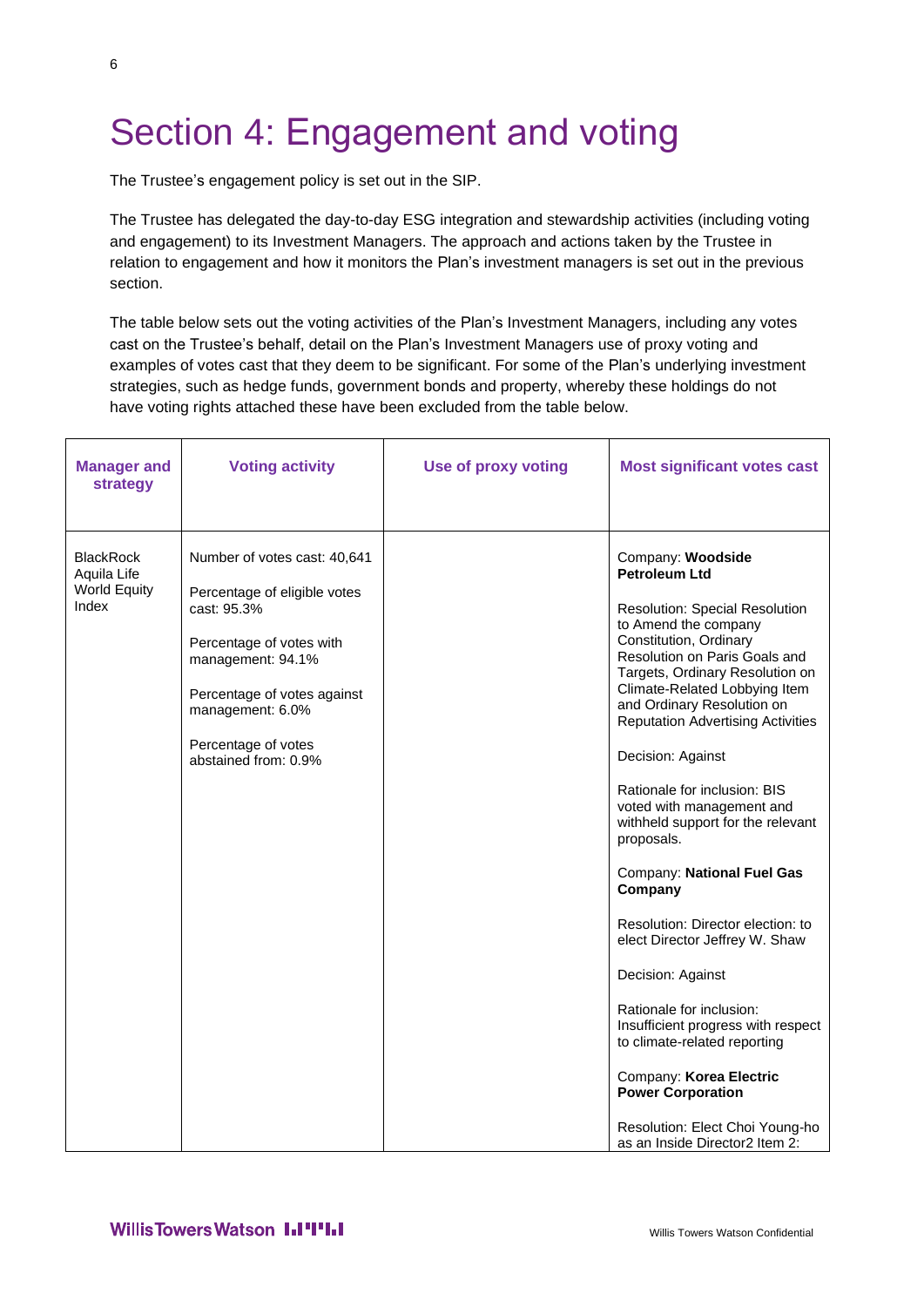# Section 4: Engagement and voting

The Trustee's engagement policy is set out in the SIP.

The Trustee has delegated the day-to-day ESG integration and stewardship activities (including voting and engagement) to its Investment Managers. The approach and actions taken by the Trustee in relation to engagement and how it monitors the Plan's investment managers is set out in the previous section.

The table below sets out the voting activities of the Plan's Investment Managers, including any votes cast on the Trustee's behalf, detail on the Plan's Investment Managers use of proxy voting and examples of votes cast that they deem to be significant. For some of the Plan's underlying investment strategies, such as hedge funds, government bonds and property, whereby these holdings do not have voting rights attached these have been excluded from the table below.

| Manager and strategy | Voting activity | Use of proxy voting | Most significant votes cast |
|---|---|---|---|
| BlackRock Aquila Life World Equity Index | Number of votes cast: 40,641<br><br>Percentage of eligible votes cast: 95.3%<br><br>Percentage of votes with management: 94.1%<br><br>Percentage of votes against management: 6.0%<br><br>Percentage of votes abstained from: 0.9% | | Company: **Woodside Petroleum Ltd**<br><br>Resolution: Special Resolution to Amend the company Constitution, Ordinary Resolution on Paris Goals and Targets, Ordinary Resolution on Climate-Related Lobbying Item and Ordinary Resolution on Reputation Advertising Activities<br><br>Decision: Against<br><br>Rationale for inclusion: BIS voted with management and withheld support for the relevant proposals.<br><br>Company: **National Fuel Gas Company**<br><br>Resolution: Director election: to elect Director Jeffrey W. Shaw<br><br>Decision: Against<br><br>Rationale for inclusion: Insufficient progress with respect to climate-related reporting<br><br>Company: **Korea Electric Power Corporation**<br><br>Resolution: Elect Choi Young-ho as an Inside Director2 Item 2: |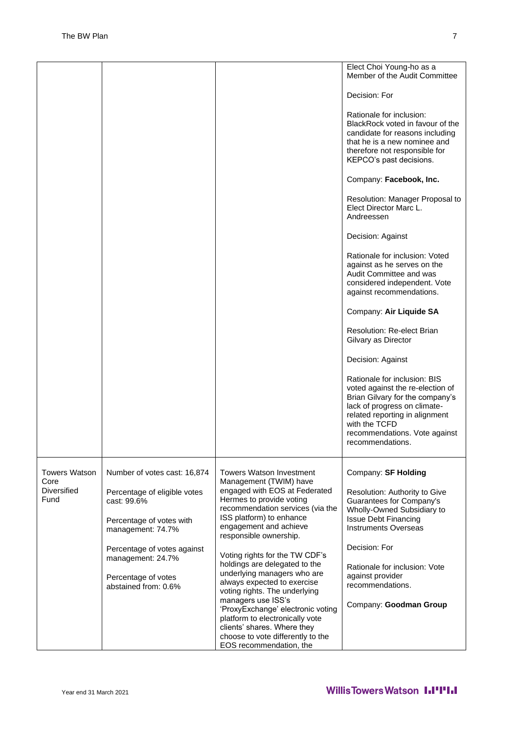| | | | |
|---|---|---|---|
| | | | Elect Choi Young-ho as a Member of the Audit Committee<br><br>Decision: For<br><br>Rationale for inclusion: BlackRock voted in favour of the candidate for reasons including that he is a new nominee and therefore not responsible for KEPCO's past decisions.<br><br>Company: **Facebook, Inc.**<br><br>Resolution: Manager Proposal to Elect Director Marc L. Andreessen<br><br>Decision: Against<br><br>Rationale for inclusion: Voted against as he serves on the Audit Committee and was considered independent. Vote against recommendations.<br><br>Company: **Air Liquide SA**<br><br>Resolution: Re-elect Brian Gilvary as Director<br><br>Decision: Against<br><br>Rationale for inclusion: BIS voted against the re-election of Brian Gilvary for the company's lack of progress on climate-related reporting in alignment with the TCFD recommendations. Vote against recommendations. |
| Towers Watson Core Diversified Fund | Number of votes cast: 16,874<br><br>Percentage of eligible votes cast: 99.6%<br><br>Percentage of votes with management: 74.7%<br><br>Percentage of votes against management: 24.7%<br><br>Percentage of votes abstained from: 0.6% | Towers Watson Investment Management (TWIM) have engaged with EOS at Federated Hermes to provide voting recommendation services (via the ISS platform) to enhance engagement and achieve responsible ownership.<br><br>Voting rights for the TW CDF's holdings are delegated to the underlying managers who are always expected to exercise voting rights. The underlying managers use ISS's 'ProxyExchange' electronic voting platform to electronically vote clients' shares. Where they choose to vote differently to the EOS recommendation, the | Company: **SF Holding**<br><br>Resolution: Authority to Give Guarantees for Company's Wholly-Owned Subsidiary to Issue Debt Financing Instruments Overseas<br><br>Decision: For<br><br>Rationale for inclusion: Vote against provider recommendations.<br><br>Company: **Goodman Group** |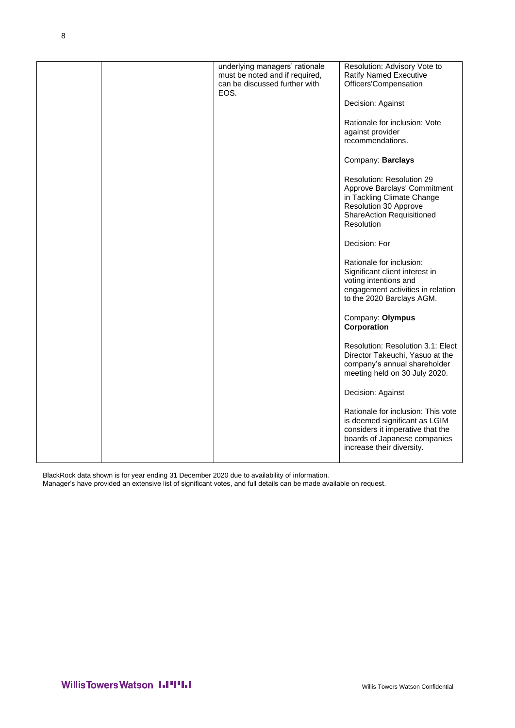| | | | |
|---|---|---|---|
| | | underlying managers' rationale must be noted and if required, can be discussed further with EOS. | Resolution: Advisory Vote to Ratify Named Executive Officers'Compensation<br><br>Decision: Against<br><br>Rationale for inclusion: Vote against provider recommendations.<br><br>Company: **Barclays**<br><br>Resolution: Resolution 29 Approve Barclays' Commitment in Tackling Climate Change Resolution 30 Approve ShareAction Requisitioned Resolution<br><br>Decision: For<br><br>Rationale for inclusion: Significant client interest in voting intentions and engagement activities in relation to the 2020 Barclays AGM.<br><br>Company: **Olympus Corporation**<br><br>Resolution: Resolution 3.1: Elect Director Takeuchi, Yasuo at the company's annual shareholder meeting held on 30 July 2020.<br><br>Decision: Against<br><br>Rationale for inclusion: This vote is deemed significant as LGIM considers it imperative that the boards of Japanese companies increase their diversity. |

BlackRock data shown is for year ending 31 December 2020 due to availability of information.
Manager's have provided an extensive list of significant votes, and full details can be made available on request.